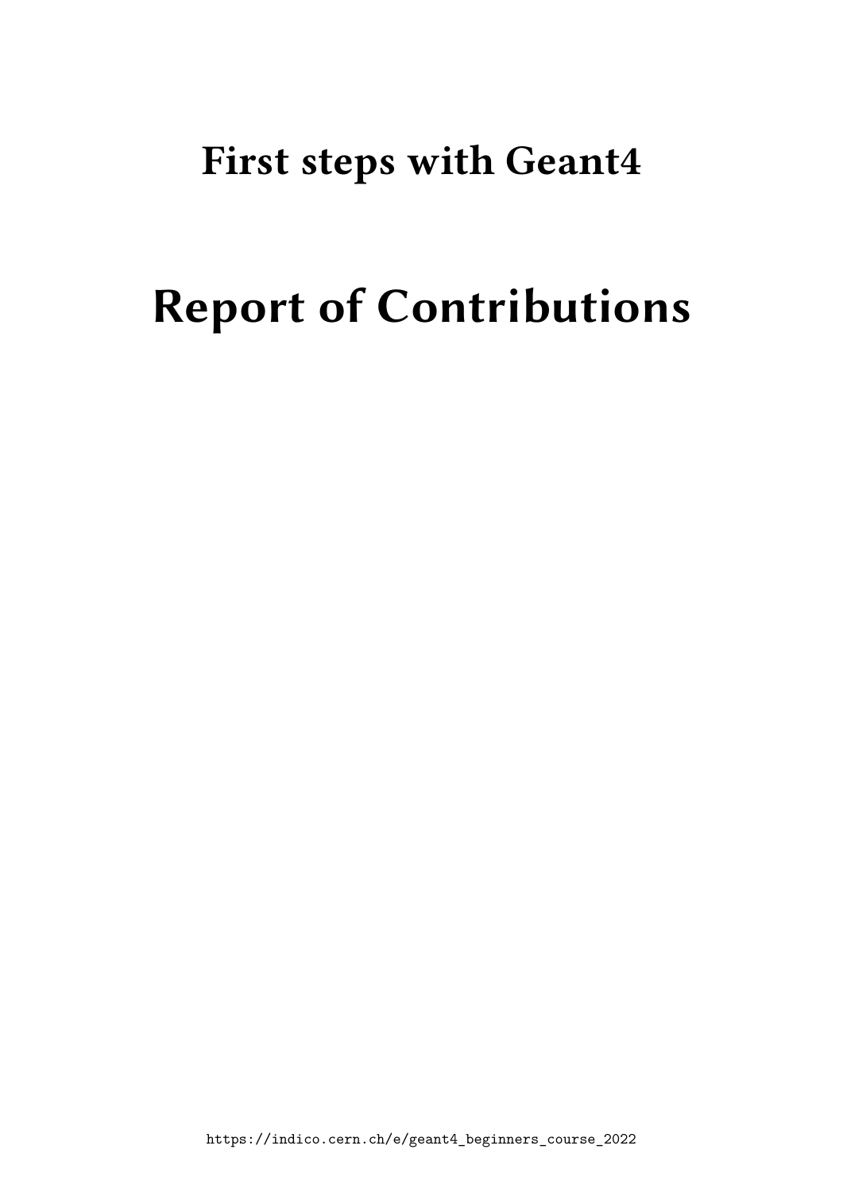# First steps with Geant4

# Report of Contributions

https://indico.cern.ch/e/geant4_beginners_course_2022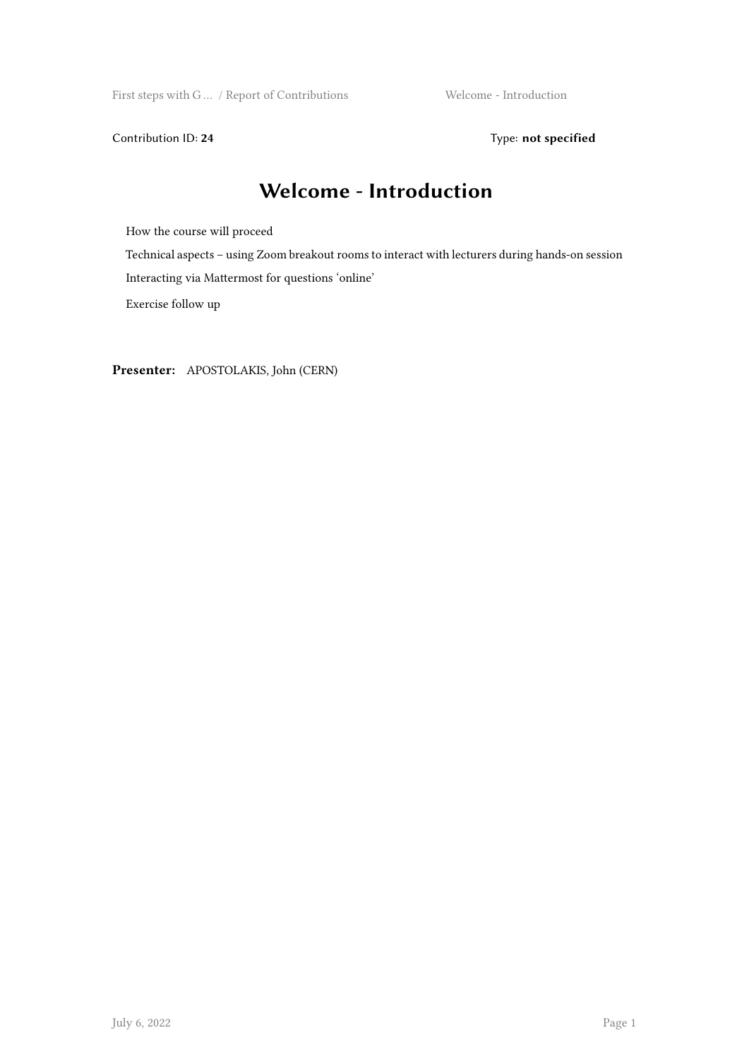Contribution ID: **24** Type: **not specified**

# Welcome - Introduction

How the course will proceed

Technical aspects – using Zoom breakout rooms to interact with lecturers during hands-on session

Interacting via Mattermost for questions 'online'

Exercise follow up

**Presenter:** APOSTOLAKIS, John (CERN)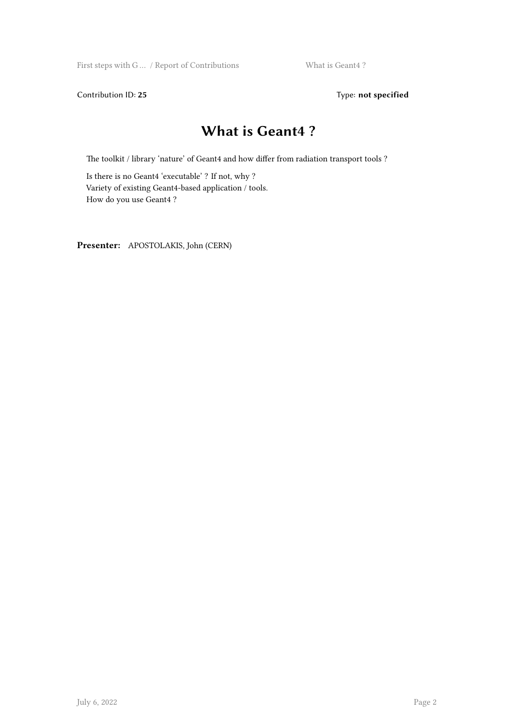Contribution ID: **25** Type: **not specified**

# What is Geant4 ?

The toolkit / library 'nature' of Geant4 and how differ from radiation transport tools ?

Is there is no Geant4 'executable' ? If not, why ?
Variety of existing Geant4-based application / tools.
How do you use Geant4 ?

**Presenter:** APOSTOLAKIS, John (CERN)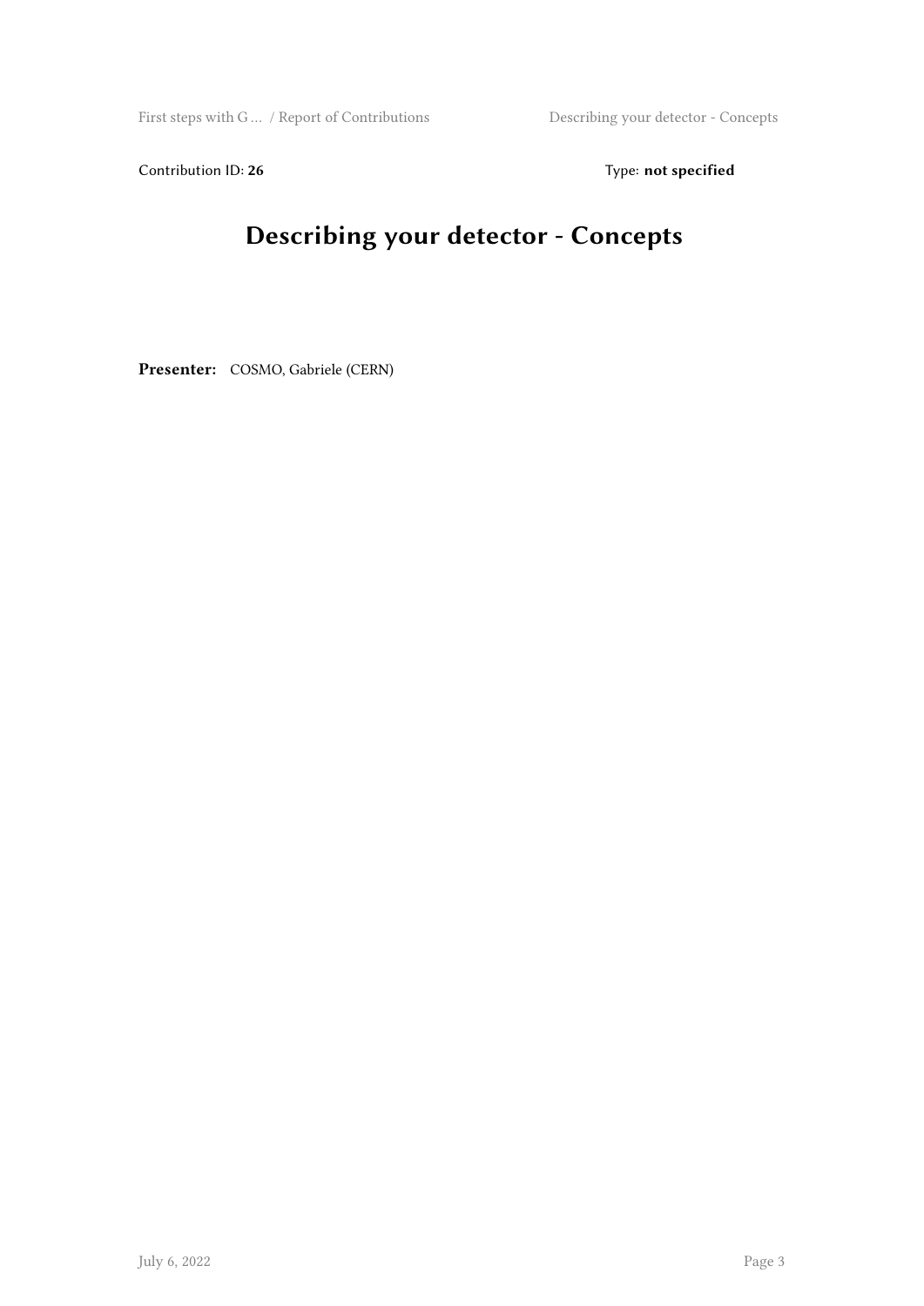Contribution ID: **26** Type: **not specified**

# Describing your detector - Concepts

**Presenter:** COSMO, Gabriele (CERN)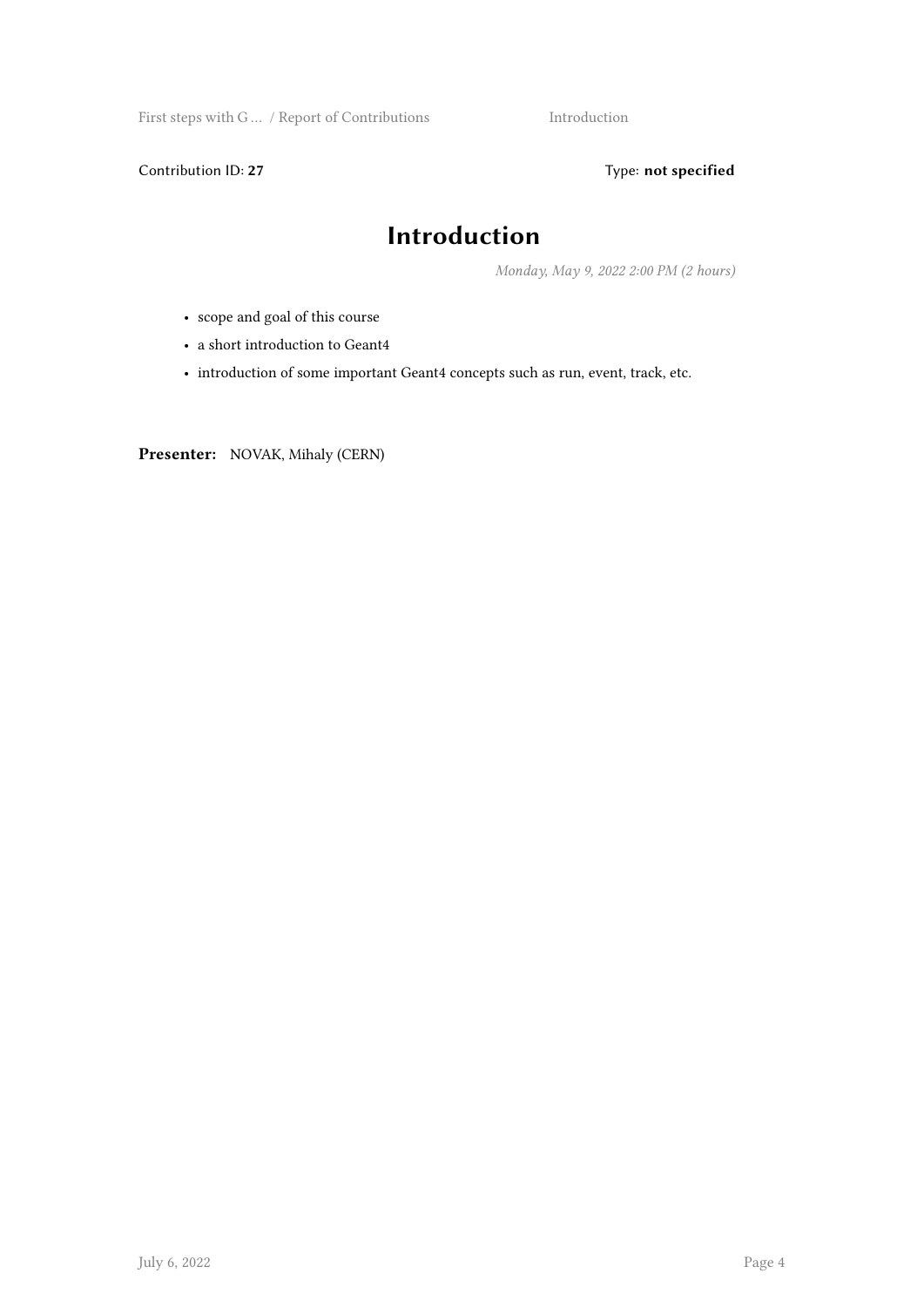Contribution ID: **27**

Type: **not specified**

# Introduction

*Monday, May 9, 2022 2:00 PM (2 hours)*

- scope and goal of this course
- a short introduction to Geant4
- introduction of some important Geant4 concepts such as run, event, track, etc.

**Presenter:** NOVAK, Mihaly (CERN)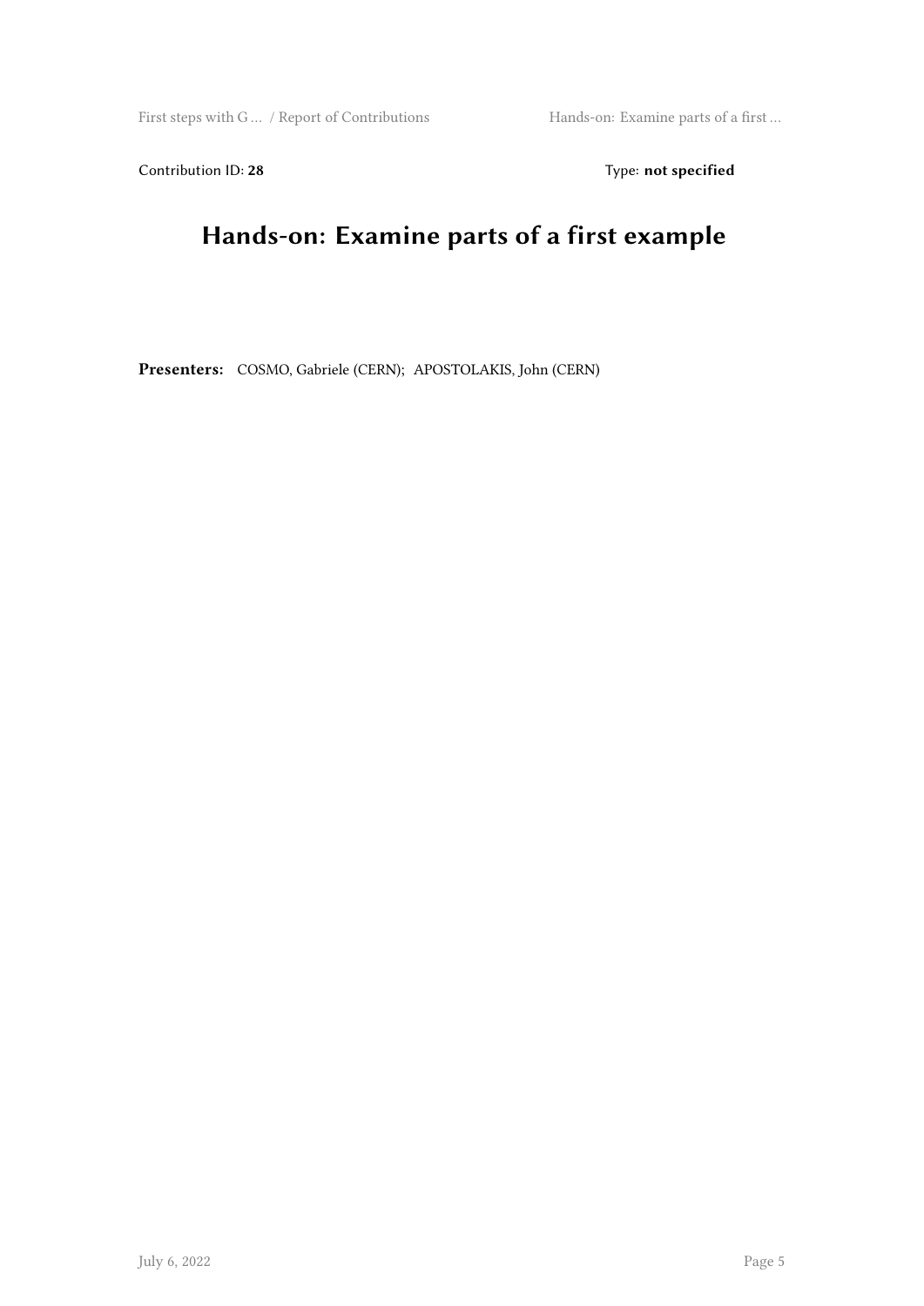Contribution ID: **28** Type: **not specified**

# Hands-on: Examine parts of a first example

**Presenters:** COSMO, Gabriele (CERN); APOSTOLAKIS, John (CERN)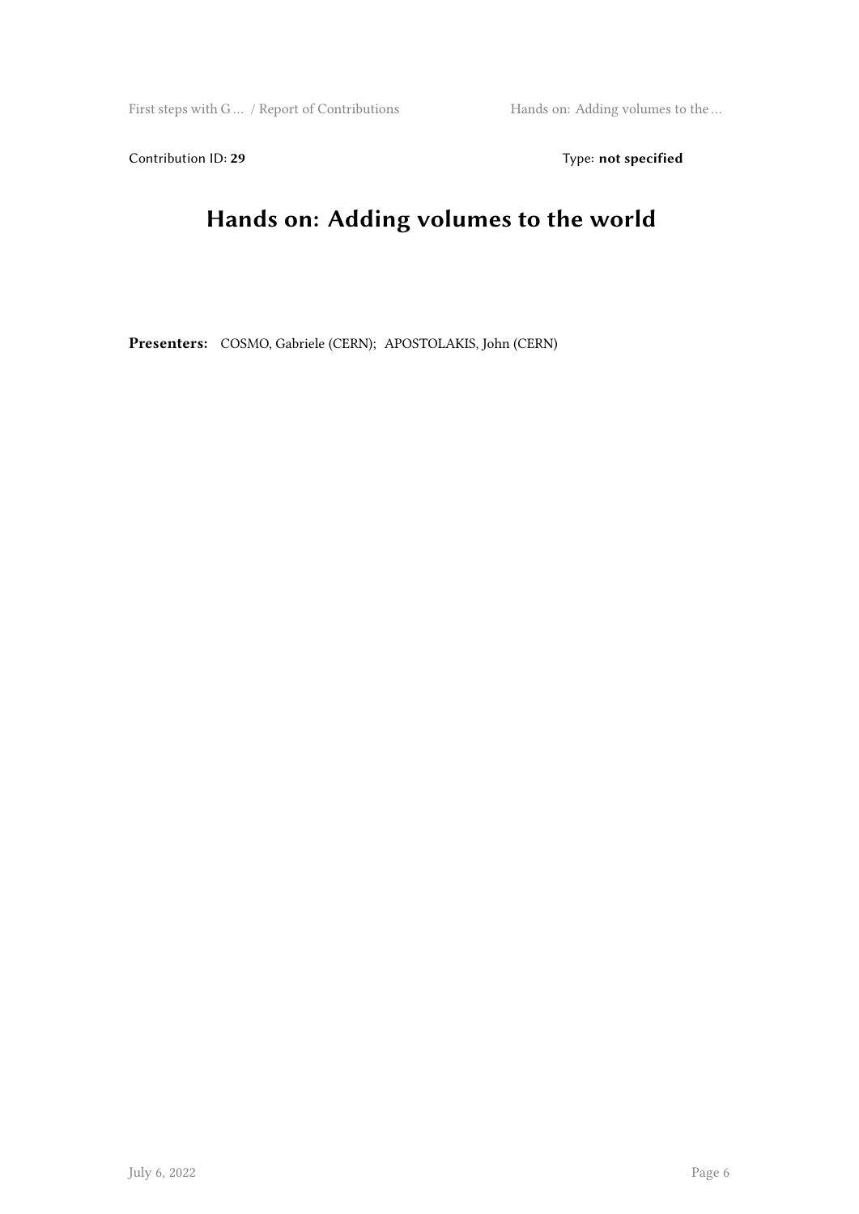Contribution ID: **29** Type: **not specified**

# Hands on: Adding volumes to the world

**Presenters:** COSMO, Gabriele (CERN); APOSTOLAKIS, John (CERN)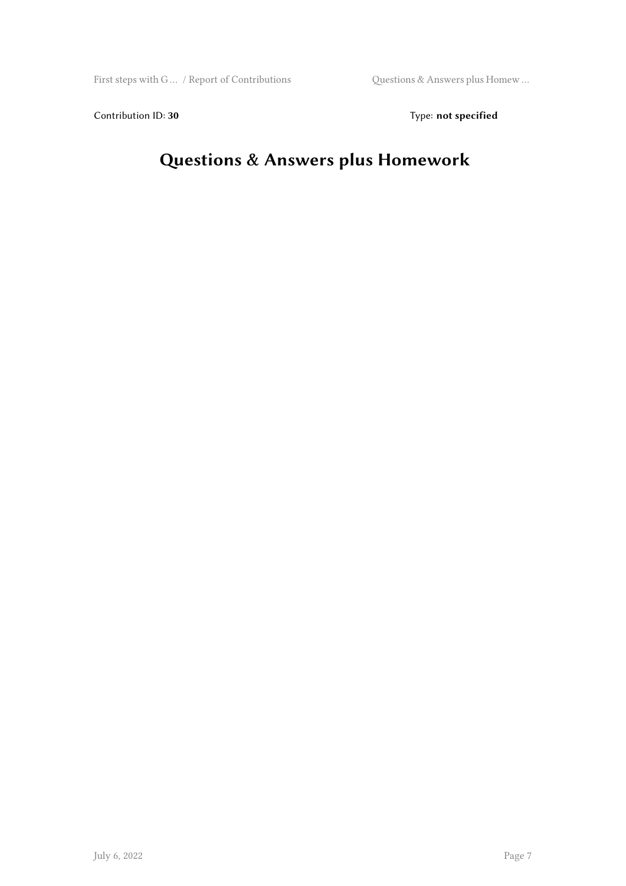Contribution ID: **30**

Type: **not specified**

# Questions & Answers plus Homework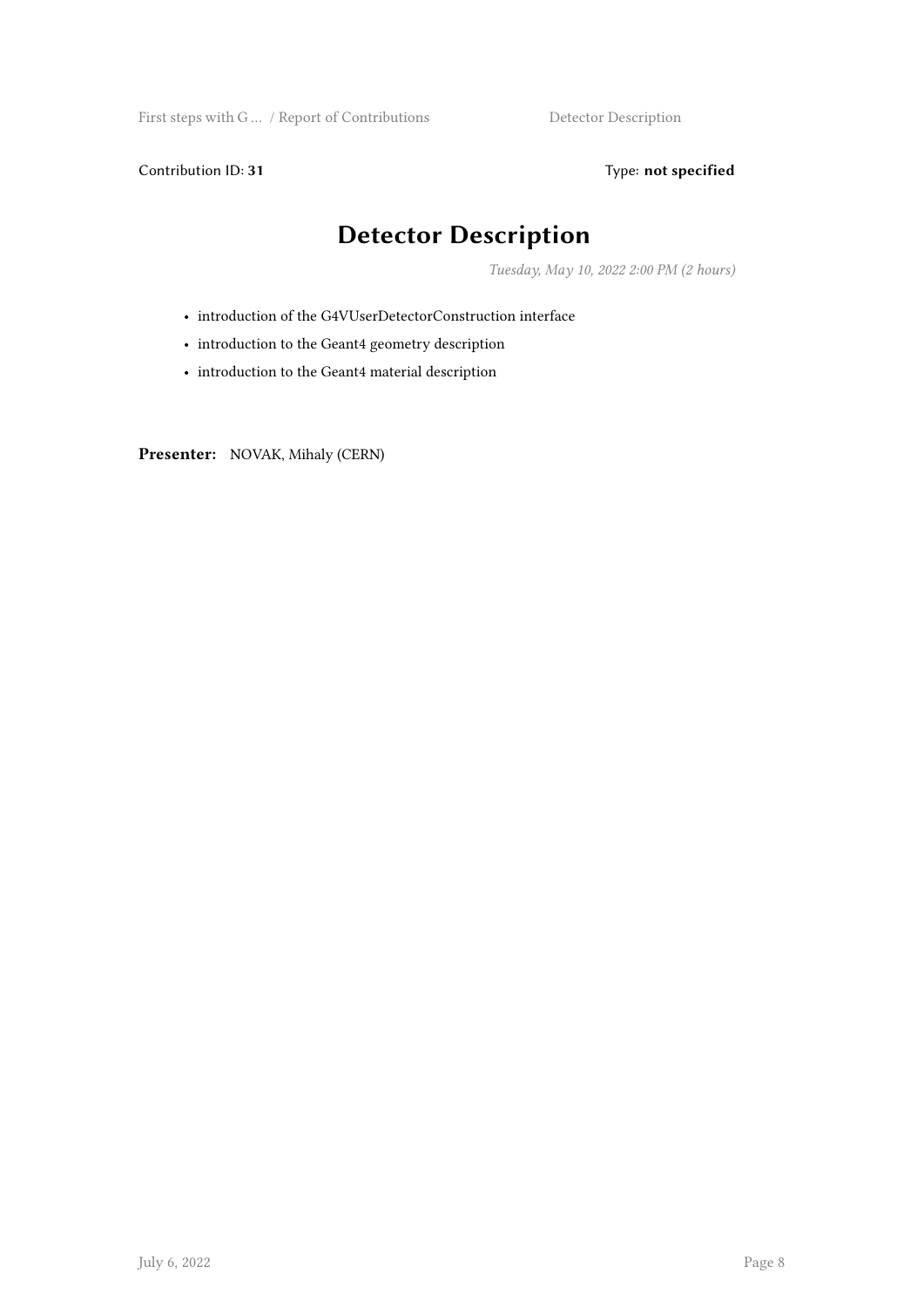Contribution ID: **31**

Type: **not specified**

# Detector Description

*Tuesday, May 10, 2022 2:00 PM (2 hours)*

- introduction of the G4VUserDetectorConstruction interface
- introduction to the Geant4 geometry description
- introduction to the Geant4 material description

**Presenter:** NOVAK, Mihaly (CERN)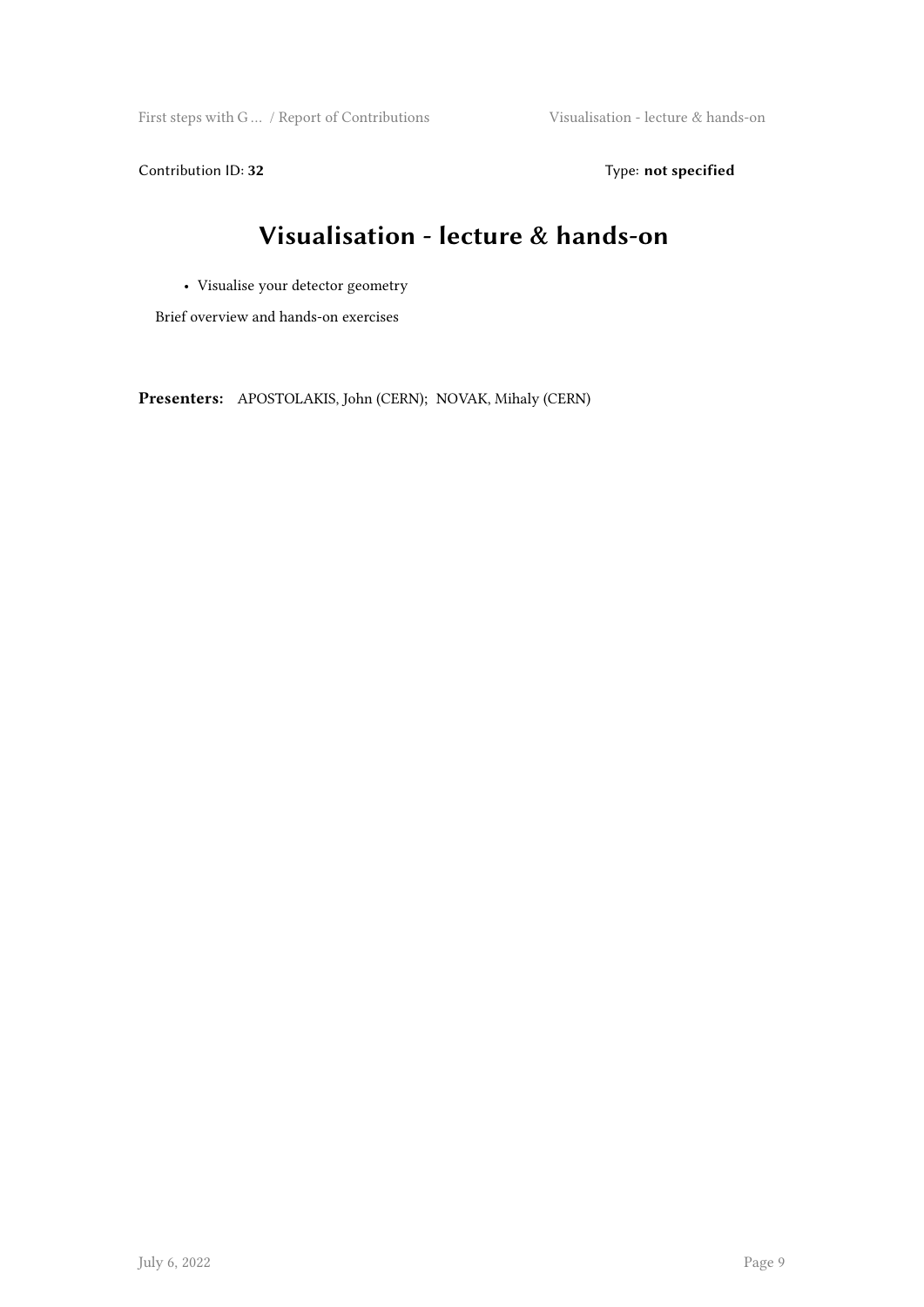Contribution ID: **32** Type: **not specified**

# Visualisation - lecture & hands-on

- Visualise your detector geometry

Brief overview and hands-on exercises

**Presenters:** APOSTOLAKIS, John (CERN); NOVAK, Mihaly (CERN)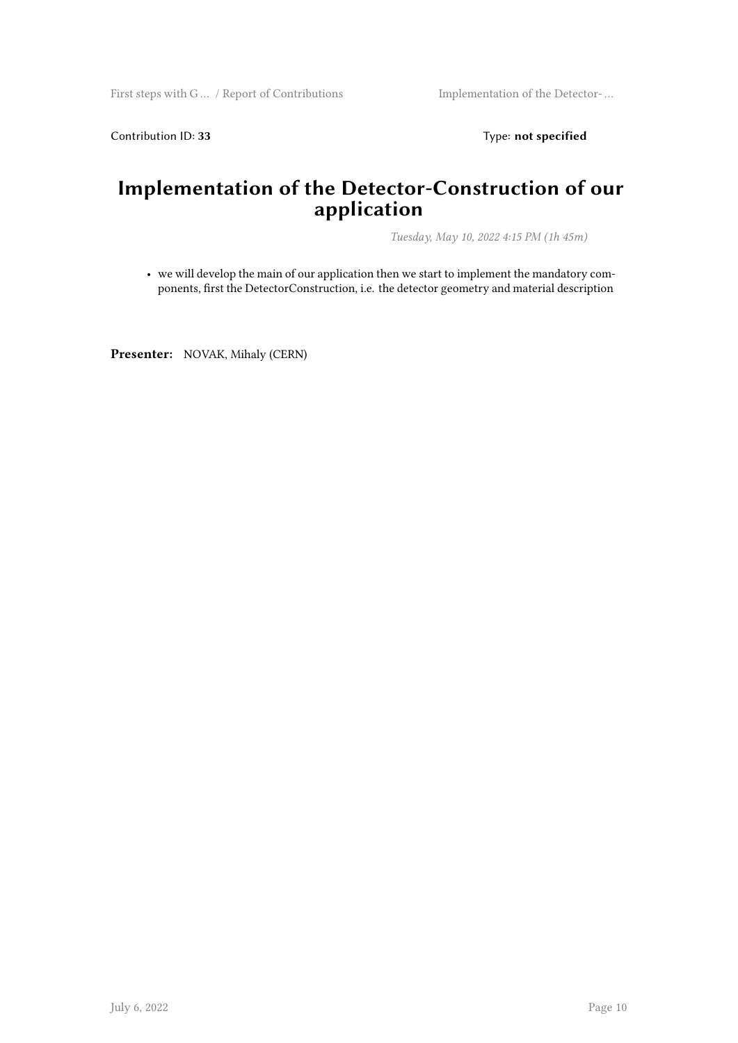Contribution ID: **33** Type: **not specified**

# Implementation of the Detector-Construction of our application

*Tuesday, May 10, 2022 4:15 PM (1h 45m)*

- we will develop the main of our application then we start to implement the mandatory components, first the DetectorConstruction, i.e. the detector geometry and material description

**Presenter:** NOVAK, Mihaly (CERN)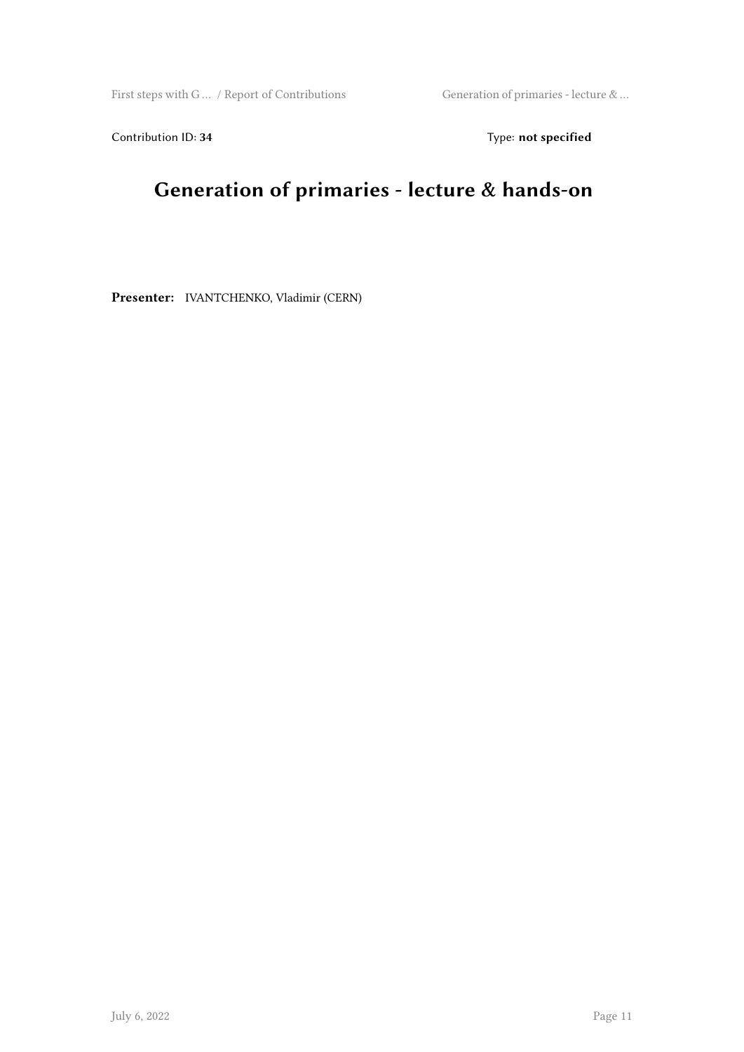Contribution ID: **34** Type: **not specified**

# Generation of primaries - lecture & hands-on

**Presenter:** IVANTCHENKO, Vladimir (CERN)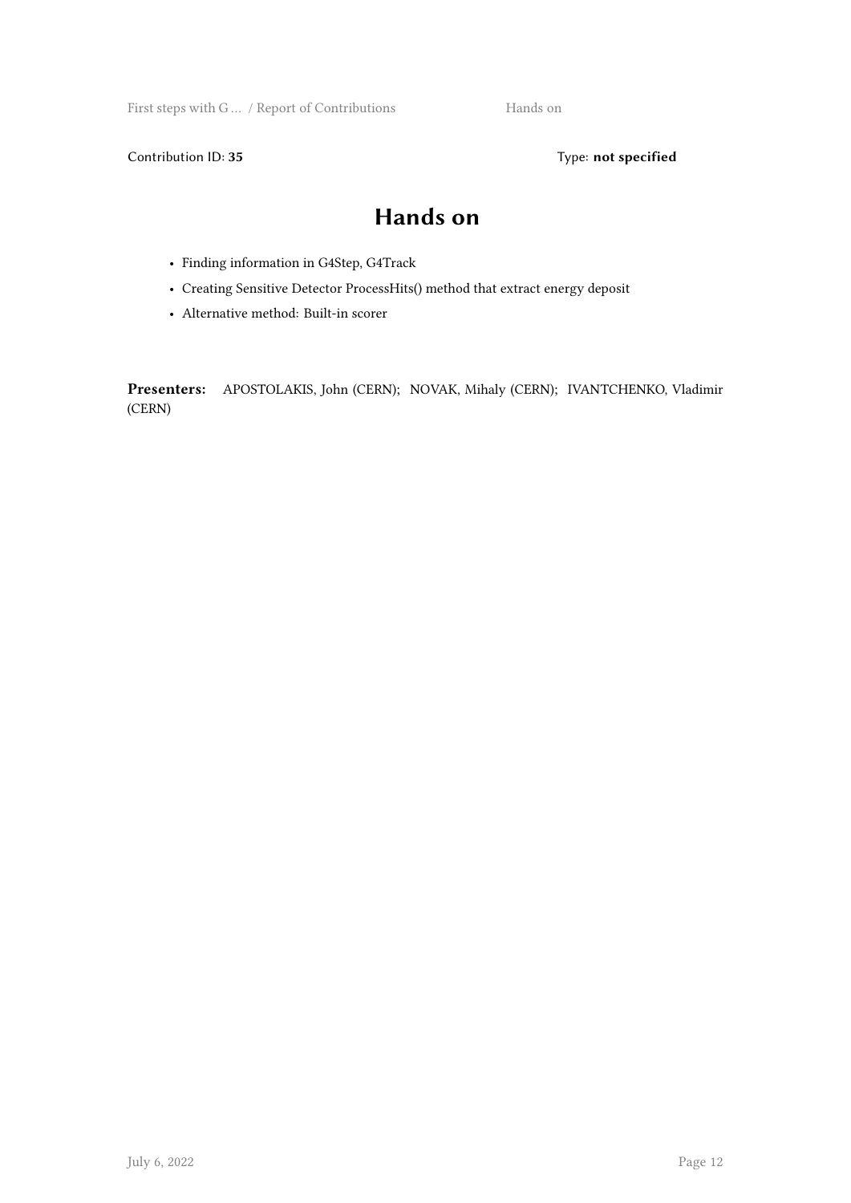Contribution ID: **35** Type: **not specified**

# Hands on

- Finding information in G4Step, G4Track
- Creating Sensitive Detector ProcessHits() method that extract energy deposit
- Alternative method: Built-in scorer

**Presenters:** APOSTOLAKIS, John (CERN); NOVAK, Mihaly (CERN); IVANTCHENKO, Vladimir (CERN)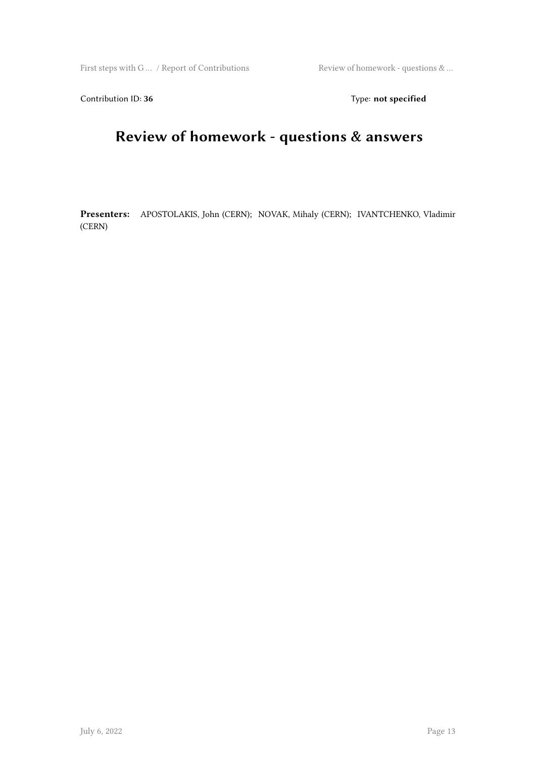Contribution ID: **36** Type: **not specified**

# Review of homework - questions & answers

**Presenters:** APOSTOLAKIS, John (CERN); NOVAK, Mihaly (CERN); IVANTCHENKO, Vladimir (CERN)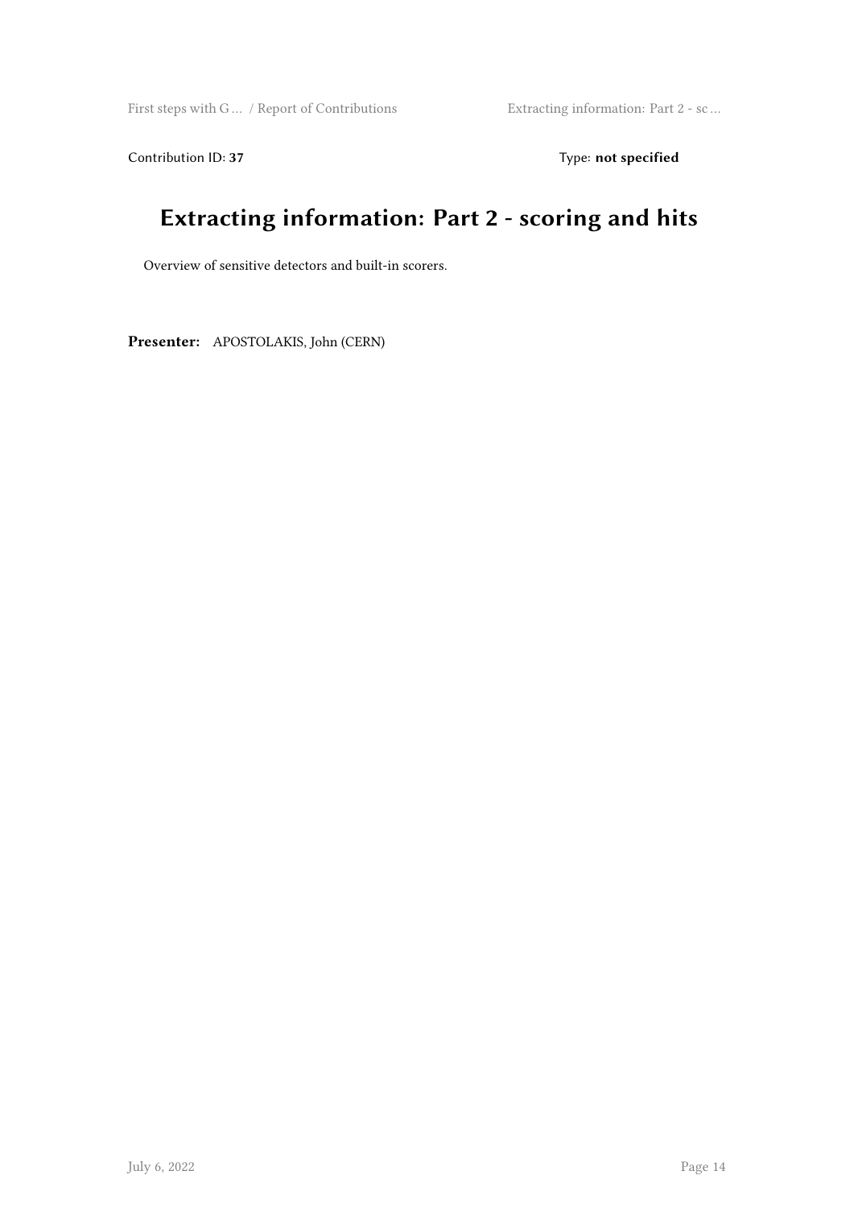Contribution ID: **37**

Type: **not specified**

# Extracting information: Part 2 - scoring and hits

Overview of sensitive detectors and built-in scorers.

**Presenter:** APOSTOLAKIS, John (CERN)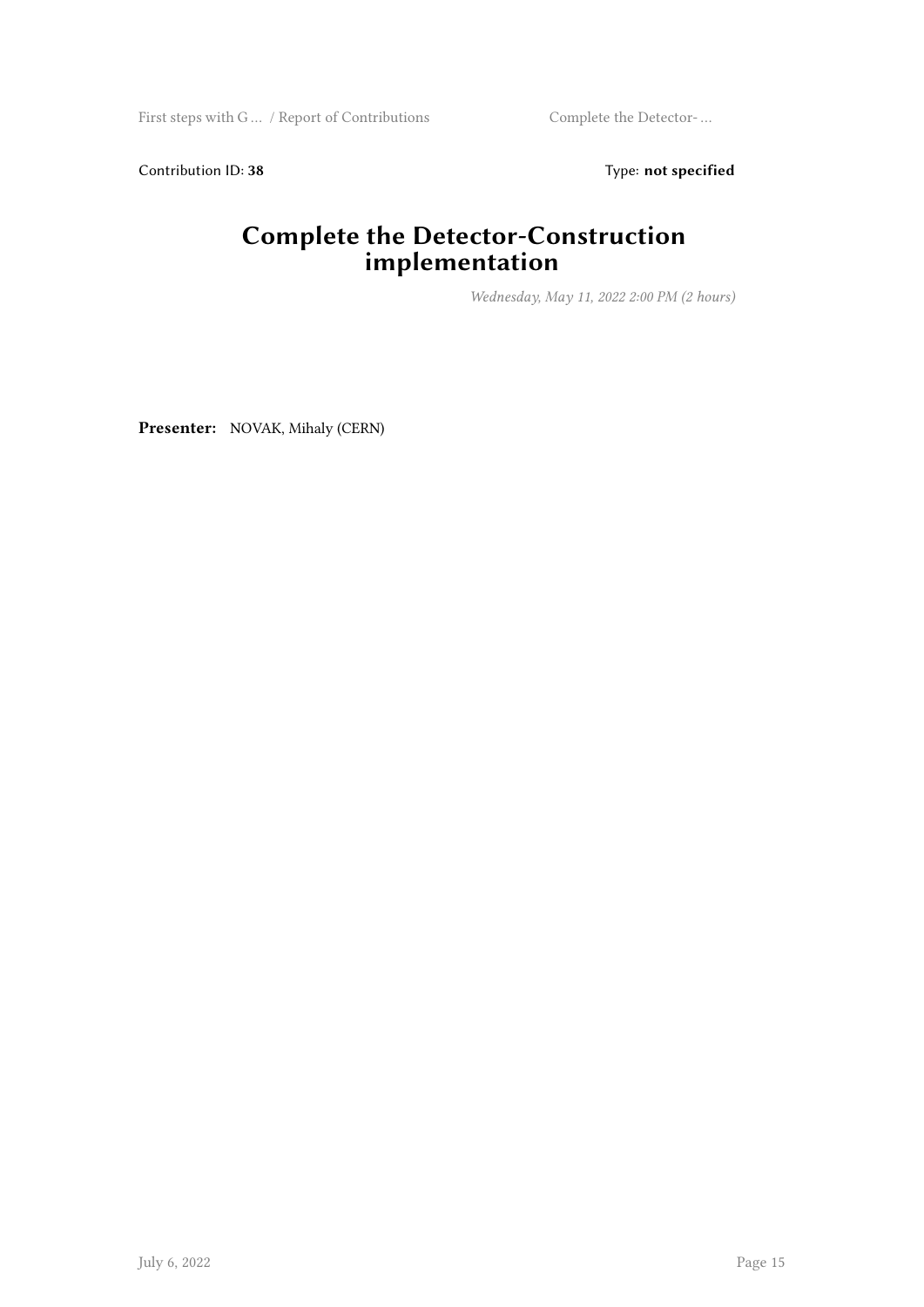Contribution ID: **38** Type: **not specified**

# Complete the Detector-Construction implementation

*Wednesday, May 11, 2022 2:00 PM (2 hours)*

**Presenter:** NOVAK, Mihaly (CERN)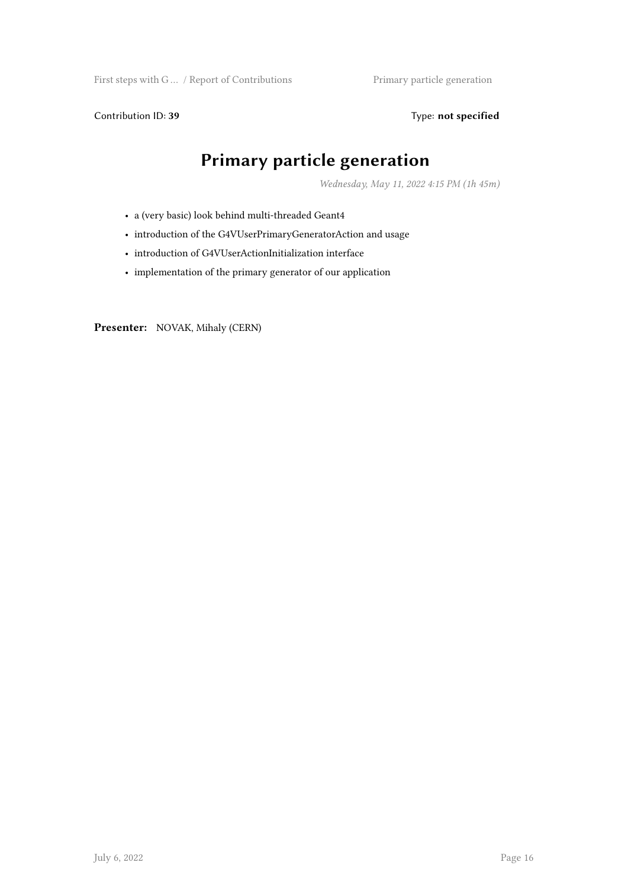Contribution ID: **39** Type: **not specified**

# Primary particle generation

*Wednesday, May 11, 2022 4:15 PM (1h 45m)*

- a (very basic) look behind multi-threaded Geant4
- introduction of the G4VUserPrimaryGeneratorAction and usage
- introduction of G4VUserActionInitialization interface
- implementation of the primary generator of our application

**Presenter:** NOVAK, Mihaly (CERN)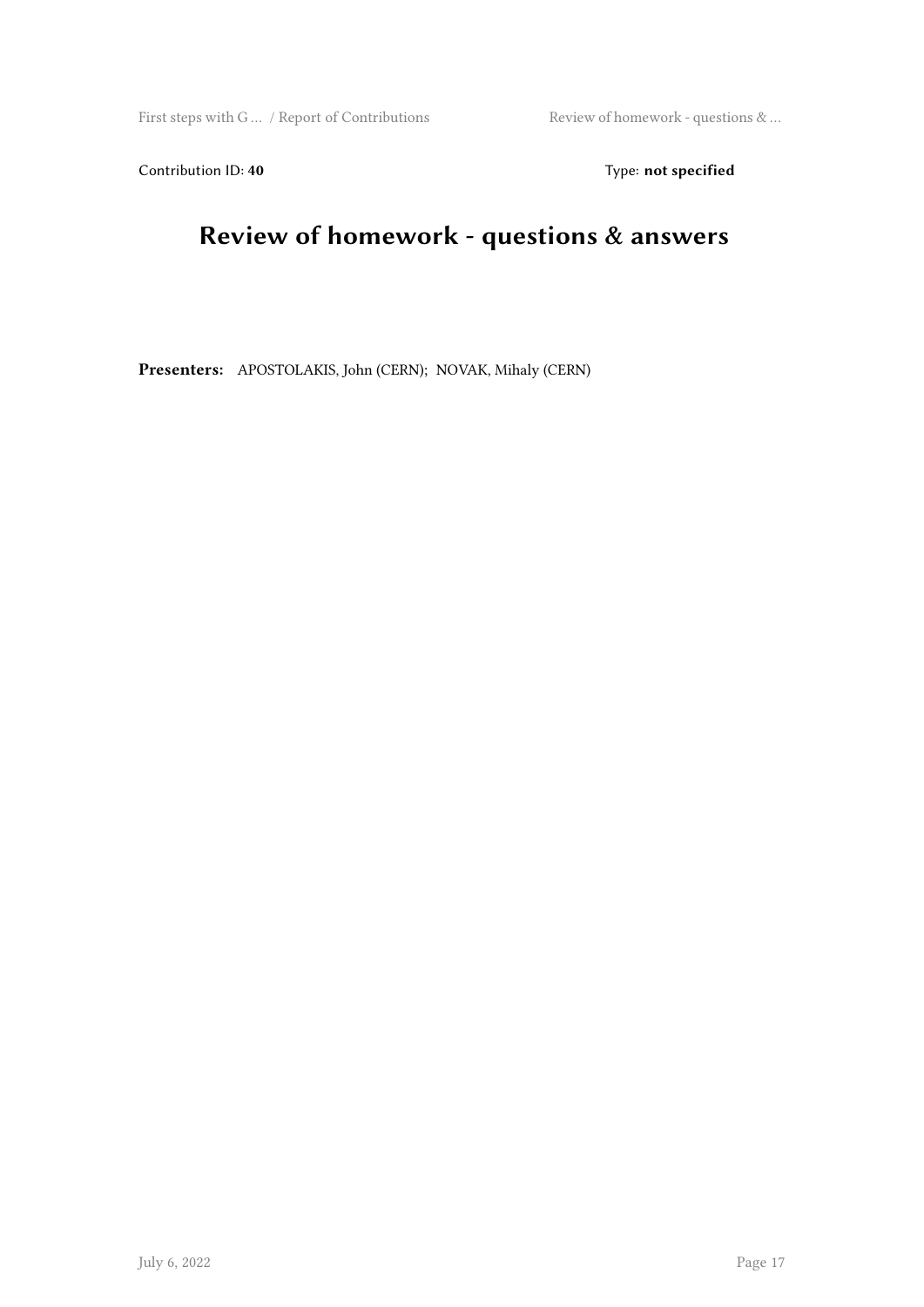Contribution ID: **40** Type: **not specified**

# Review of homework - questions & answers

**Presenters:** APOSTOLAKIS, John (CERN); NOVAK, Mihaly (CERN)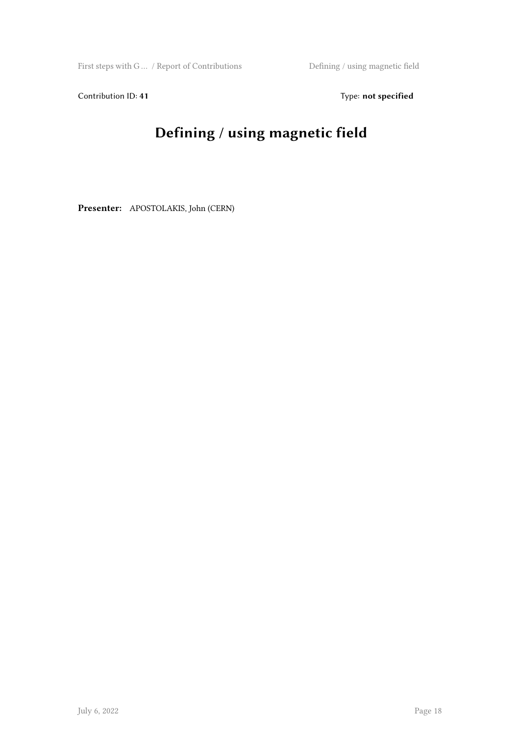Contribution ID: **41** Type: **not specified**

# Defining / using magnetic field

**Presenter:** APOSTOLAKIS, John (CERN)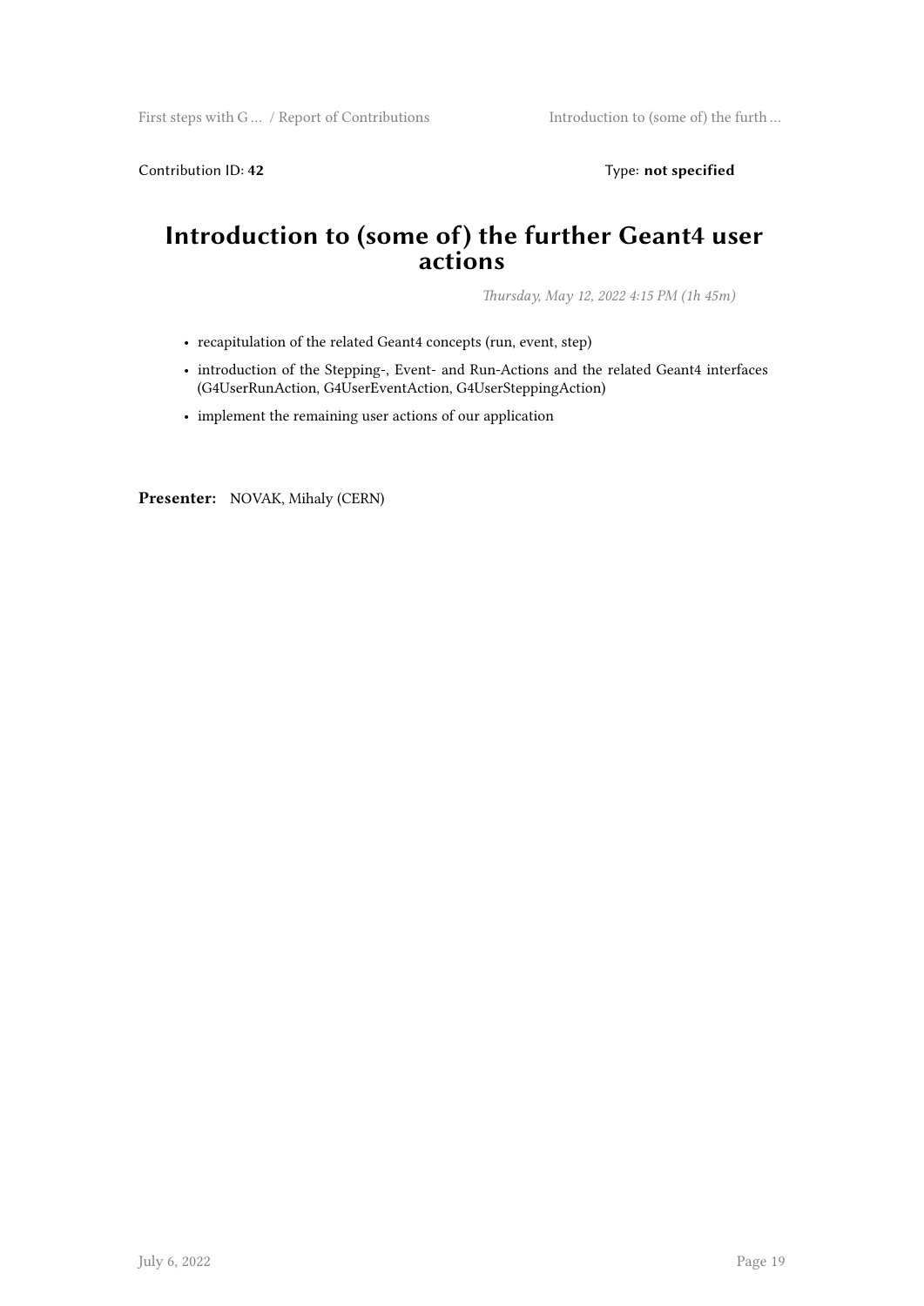Contribution ID: **42** Type: **not specified**

# Introduction to (some of) the further Geant4 user actions

*Thursday, May 12, 2022 4:15 PM (1h 45m)*

- recapitulation of the related Geant4 concepts (run, event, step)
- introduction of the Stepping-, Event- and Run-Actions and the related Geant4 interfaces (G4UserRunAction, G4UserEventAction, G4UserSteppingAction)
- implement the remaining user actions of our application

**Presenter:** NOVAK, Mihaly (CERN)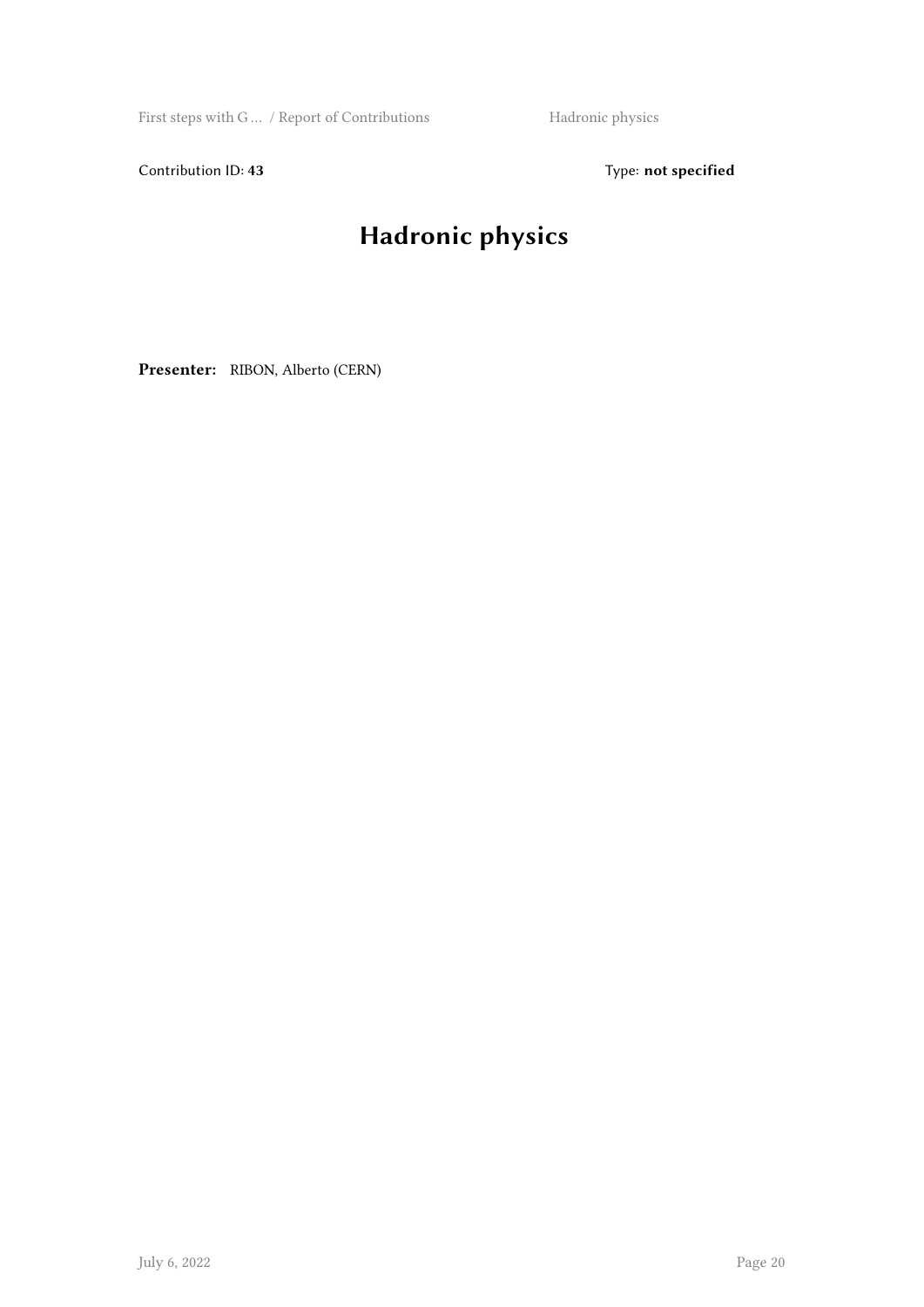Contribution ID: **43**

Type: **not specified**

# Hadronic physics

**Presenter:** RIBON, Alberto (CERN)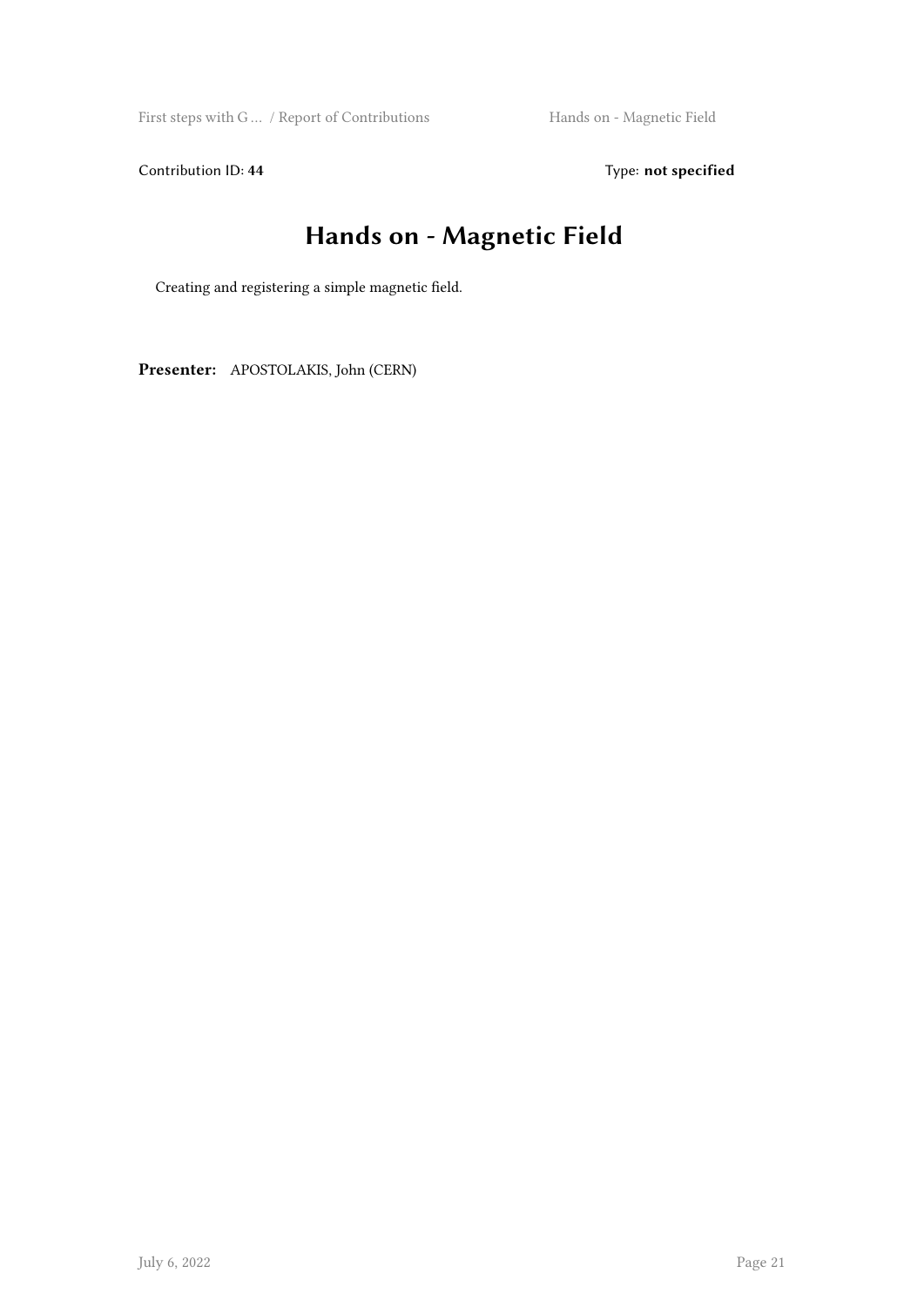Contribution ID: **44** Type: **not specified**

# Hands on - Magnetic Field

Creating and registering a simple magnetic field.

**Presenter:** APOSTOLAKIS, John (CERN)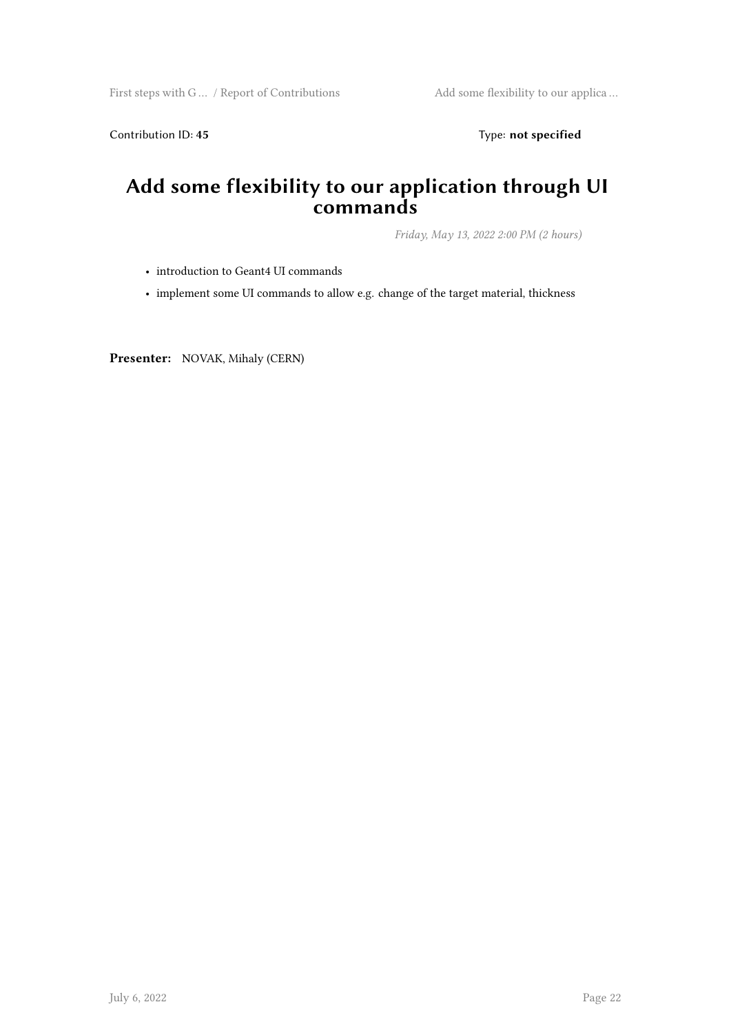Contribution ID: **45** Type: **not specified**

# Add some flexibility to our application through UI commands

*Friday, May 13, 2022 2:00 PM (2 hours)*

- introduction to Geant4 UI commands
- implement some UI commands to allow e.g. change of the target material, thickness

**Presenter:** NOVAK, Mihaly (CERN)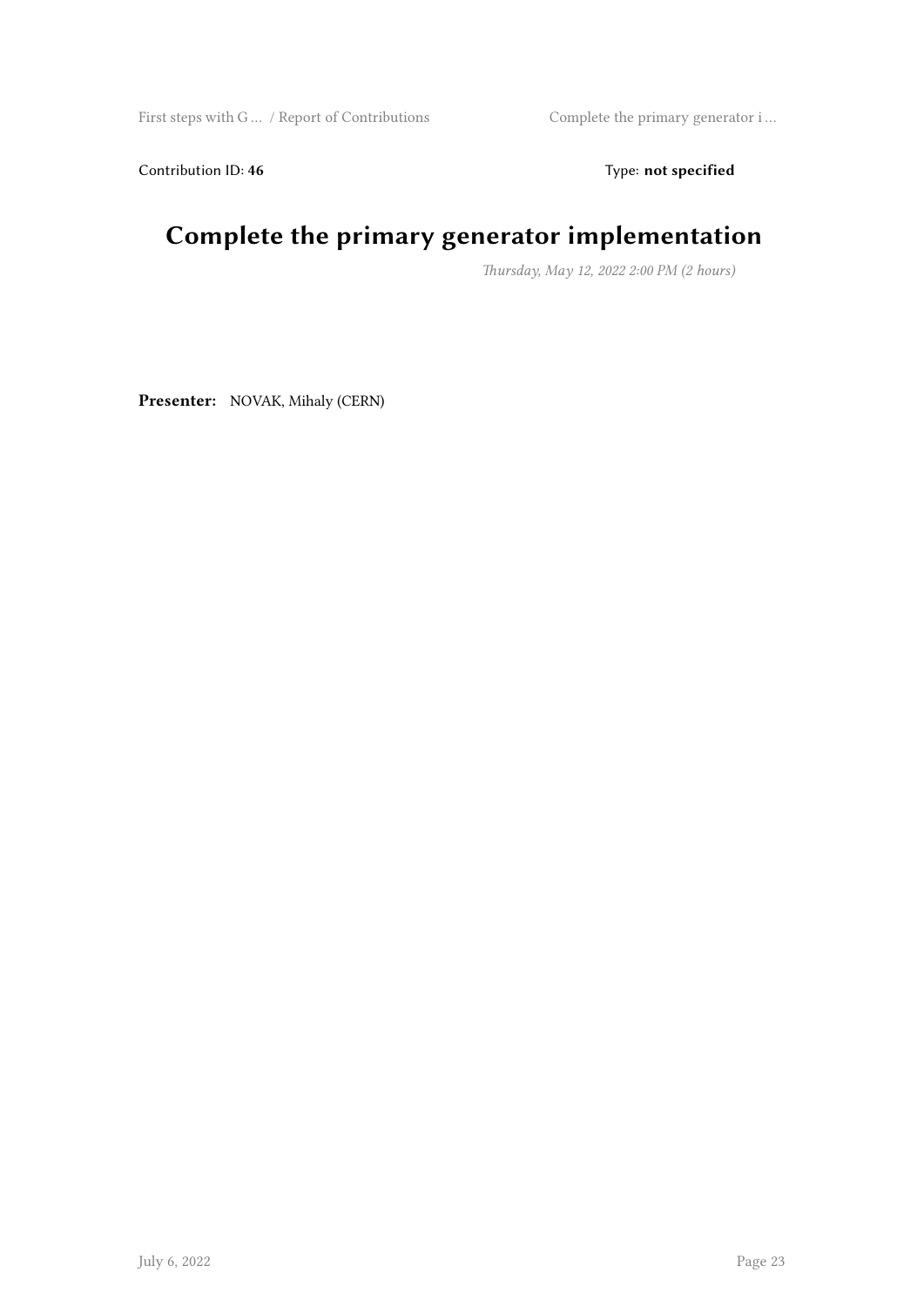Contribution ID: **46** Type: **not specified**

# Complete the primary generator implementation

*Thursday, May 12, 2022 2:00 PM (2 hours)*

**Presenter:** NOVAK, Mihaly (CERN)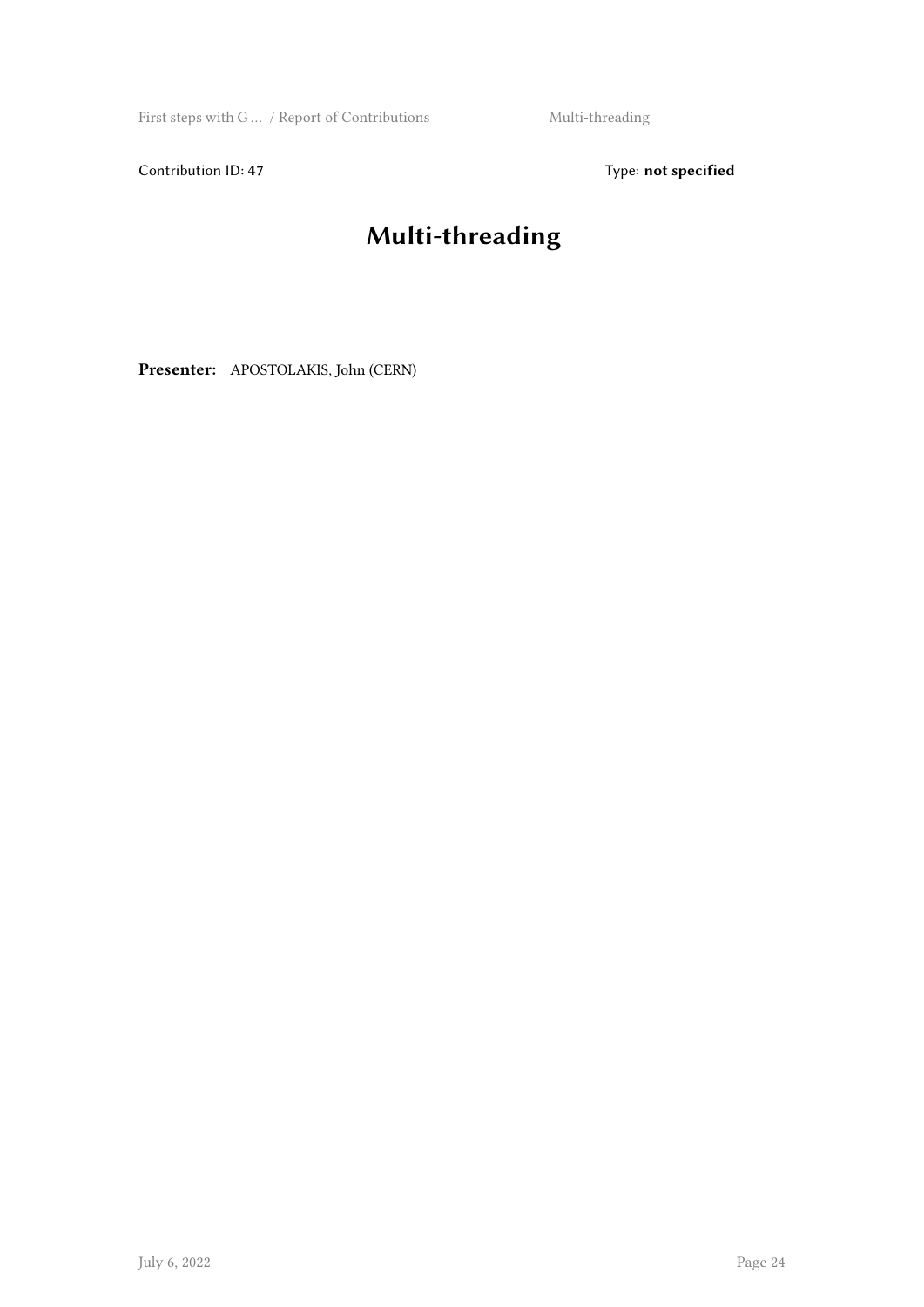Contribution ID: **47** Type: **not specified**

# Multi-threading

**Presenter:** APOSTOLAKIS, John (CERN)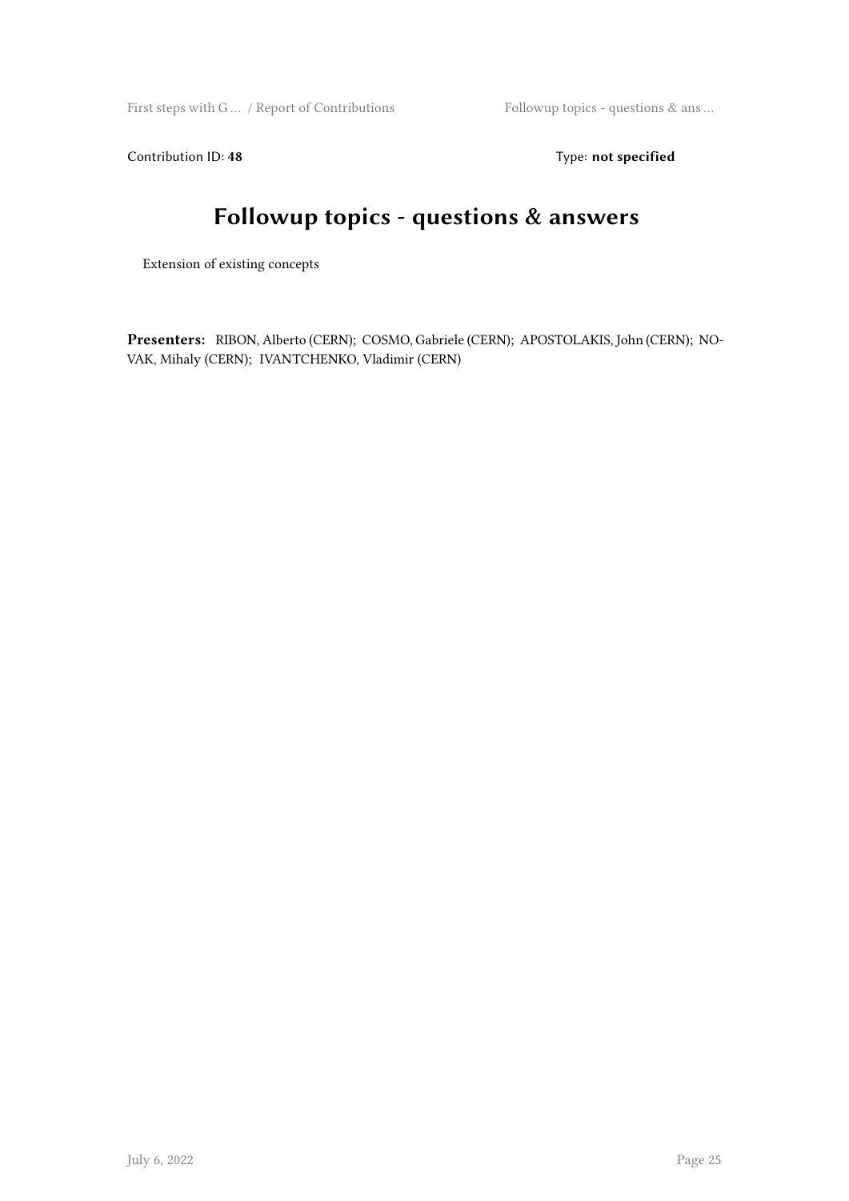Contribution ID: **48** Type: **not specified**

# Followup topics - questions & answers

Extension of existing concepts

**Presenters:** RIBON, Alberto (CERN); COSMO, Gabriele (CERN); APOSTOLAKIS, John (CERN); NOVAK, Mihaly (CERN); IVANTCHENKO, Vladimir (CERN)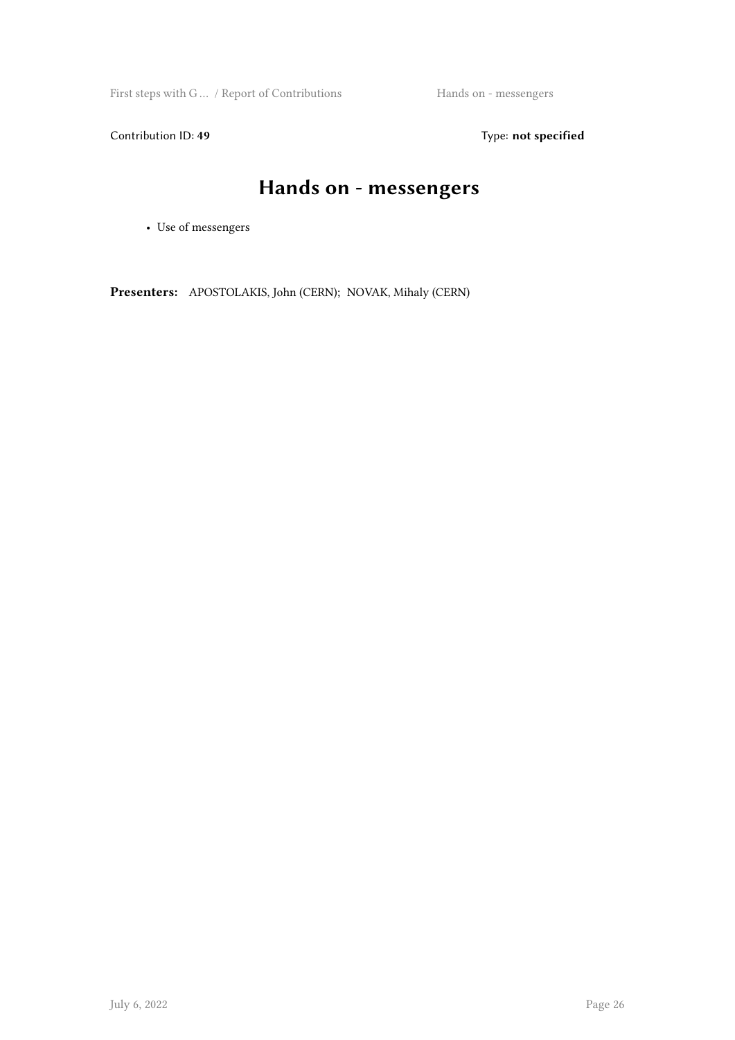Contribution ID: **49** Type: **not specified**

# Hands on - messengers

- Use of messengers

**Presenters:** APOSTOLAKIS, John (CERN); NOVAK, Mihaly (CERN)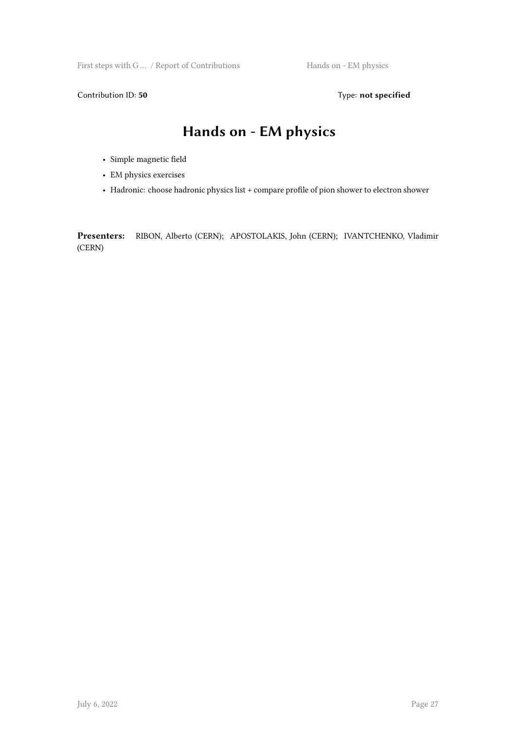Contribution ID: **50** Type: **not specified**

# Hands on - EM physics

- Simple magnetic field
- EM physics exercises
- Hadronic: choose hadronic physics list + compare profile of pion shower to electron shower

**Presenters:** RIBON, Alberto (CERN); APOSTOLAKIS, John (CERN); IVANTCHENKO, Vladimir (CERN)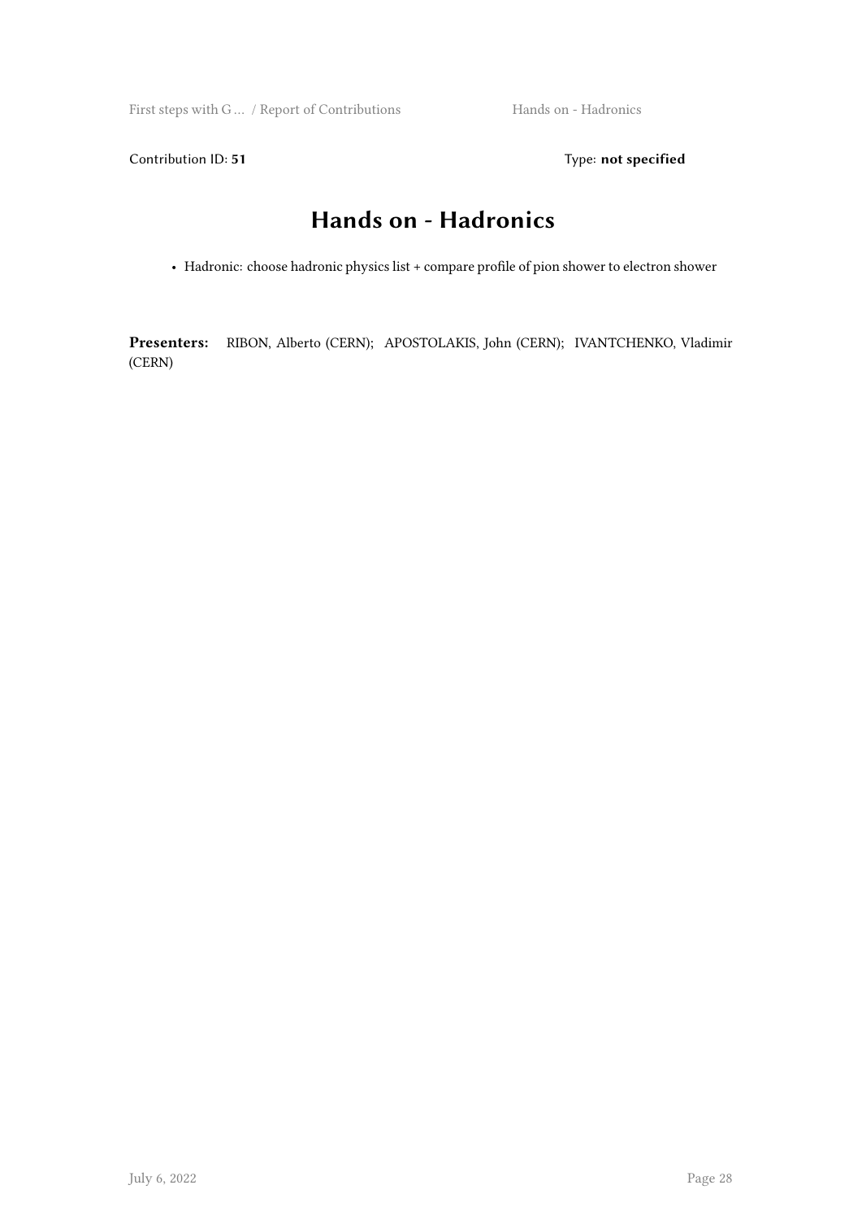Contribution ID: **51** Type: **not specified**

# Hands on - Hadronics

- Hadronic: choose hadronic physics list + compare profile of pion shower to electron shower

**Presenters:** RIBON, Alberto (CERN); APOSTOLAKIS, John (CERN); IVANTCHENKO, Vladimir (CERN)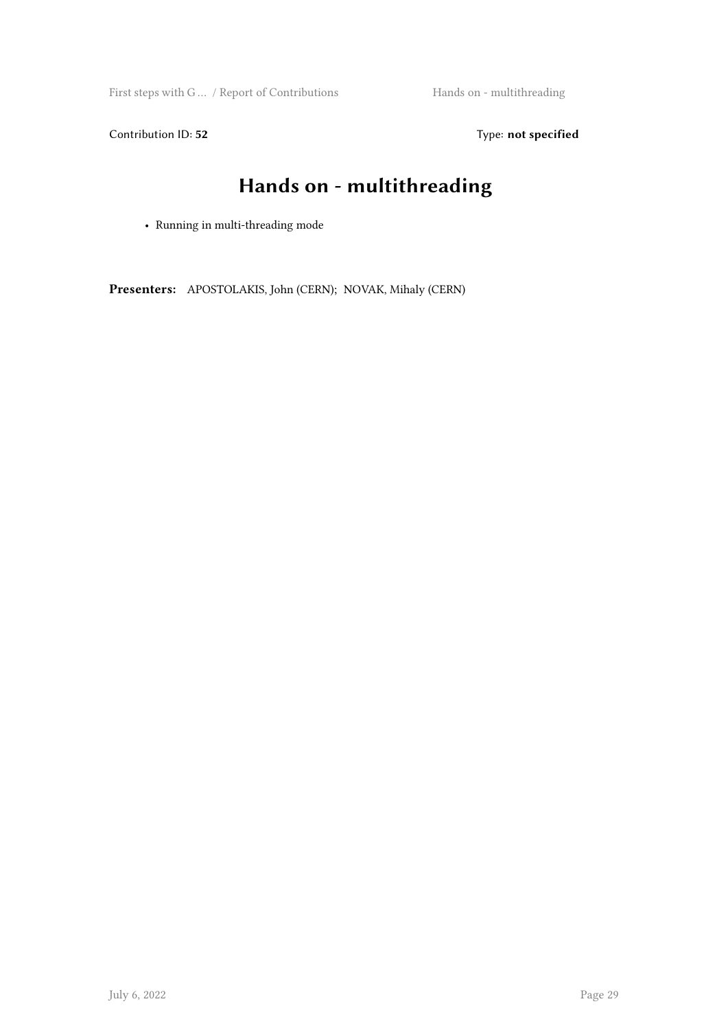Contribution ID: **52** Type: **not specified**

# Hands on - multithreading

- Running in multi-threading mode

**Presenters:** APOSTOLAKIS, John (CERN); NOVAK, Mihaly (CERN)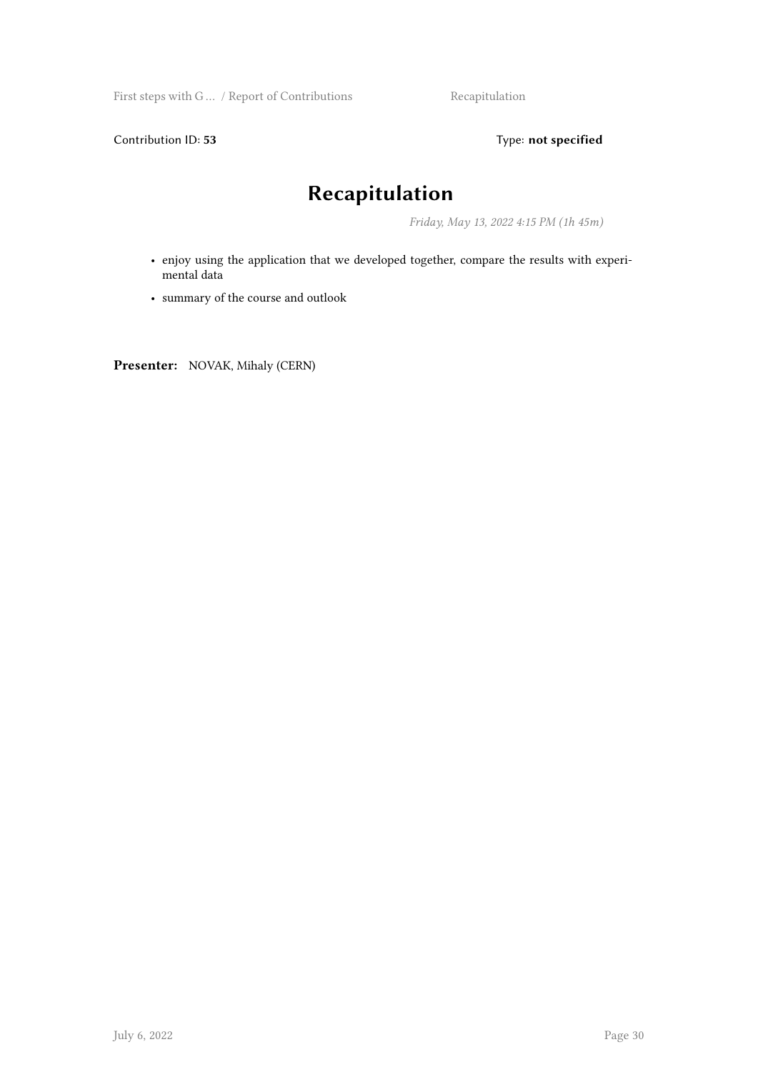Contribution ID: **53** Type: **not specified**

# Recapitulation

*Friday, May 13, 2022 4:15 PM (1h 45m)*

- enjoy using the application that we developed together, compare the results with experimental data
- summary of the course and outlook

**Presenter:** NOVAK, Mihaly (CERN)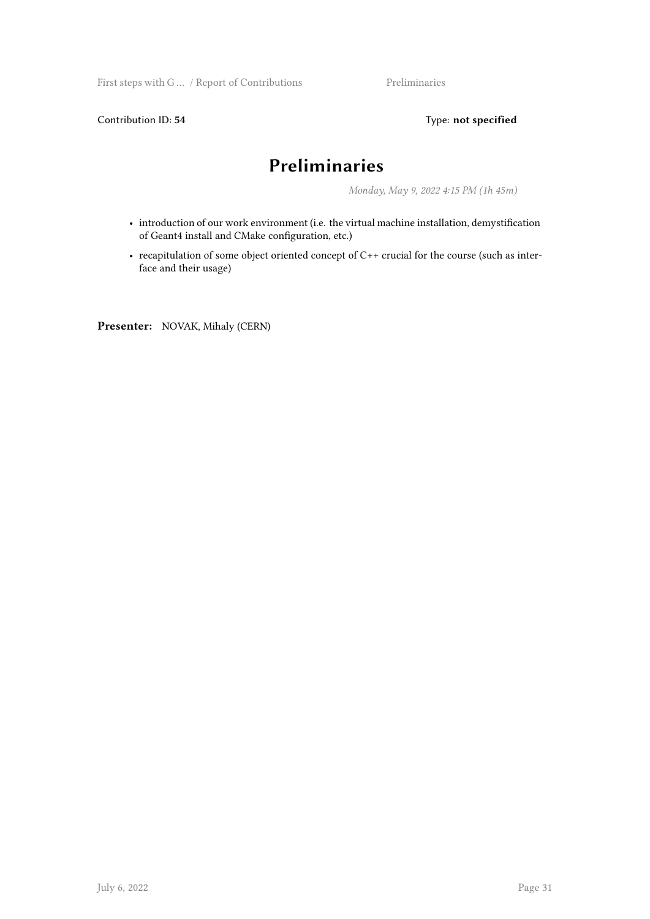Contribution ID: **54**

Type: **not specified**

# Preliminaries

*Monday, May 9, 2022 4:15 PM (1h 45m)*

- introduction of our work environment (i.e. the virtual machine installation, demystification of Geant4 install and CMake configuration, etc.)
- recapitulation of some object oriented concept of C++ crucial for the course (such as interface and their usage)

**Presenter:** NOVAK, Mihaly (CERN)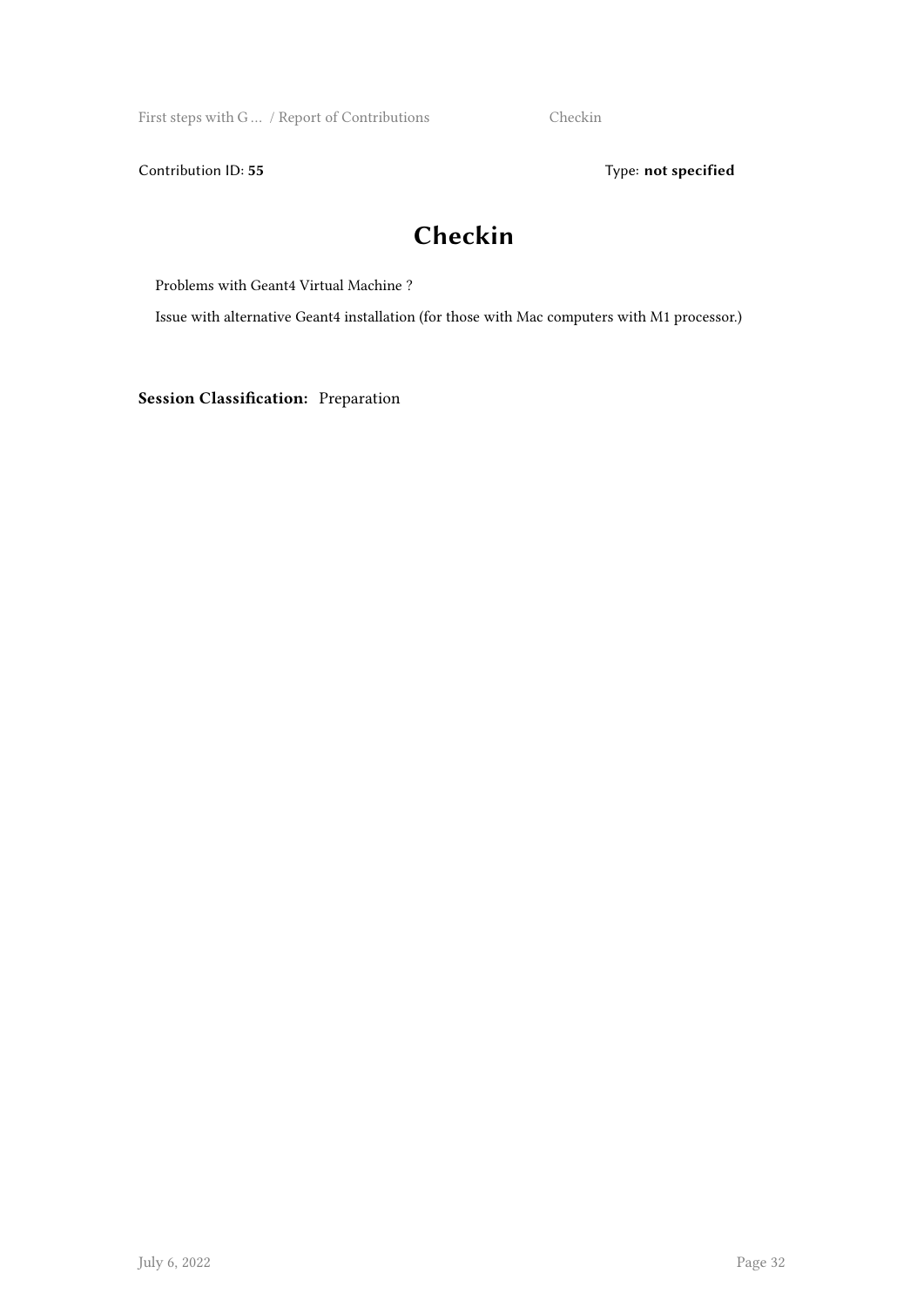Contribution ID: **55** Type: **not specified**

# Checkin

Problems with Geant4 Virtual Machine ?

Issue with alternative Geant4 installation (for those with Mac computers with M1 processor.)

**Session Classification:** Preparation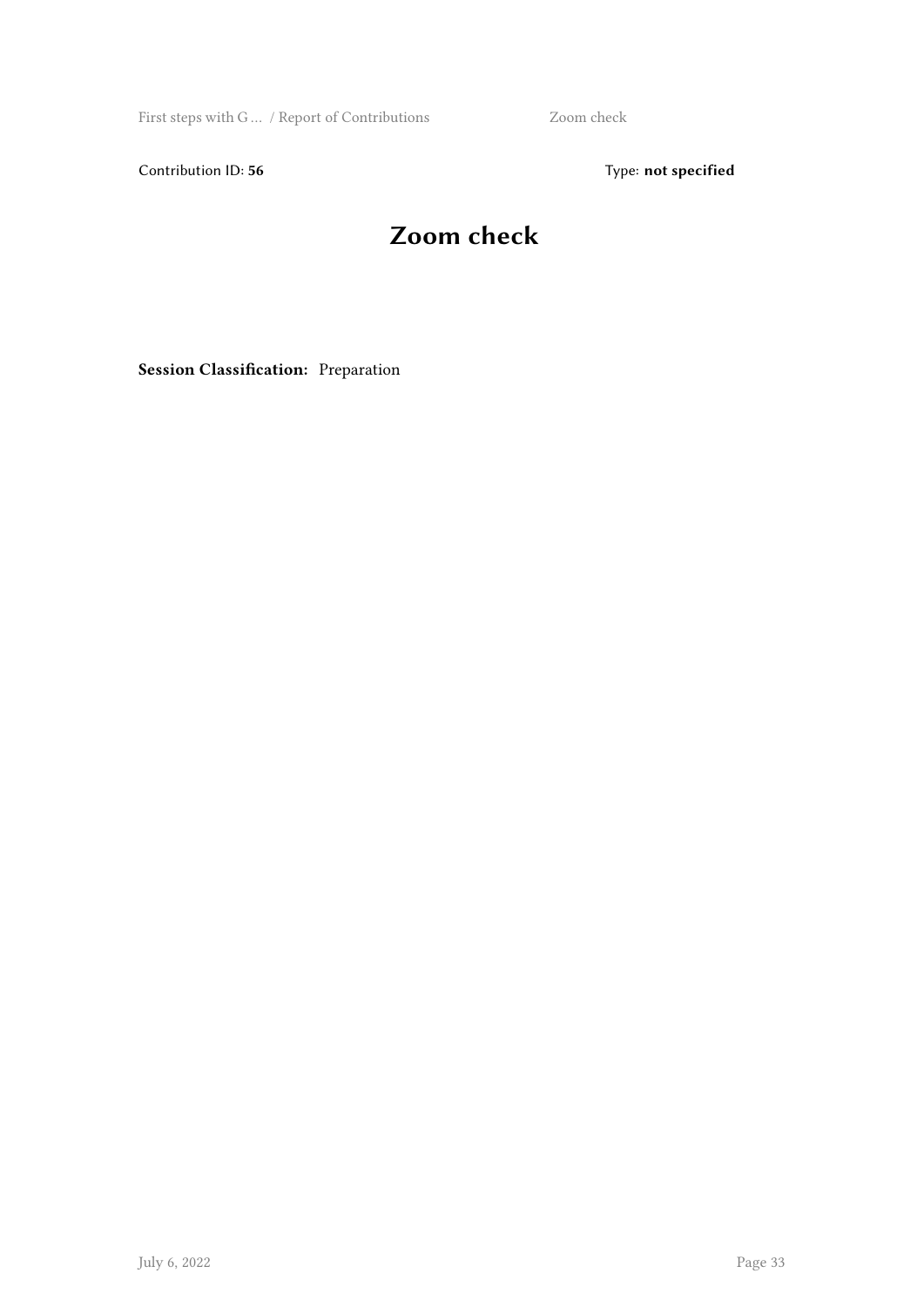Contribution ID: **56**

Type: **not specified**

# Zoom check

**Session Classification:** Preparation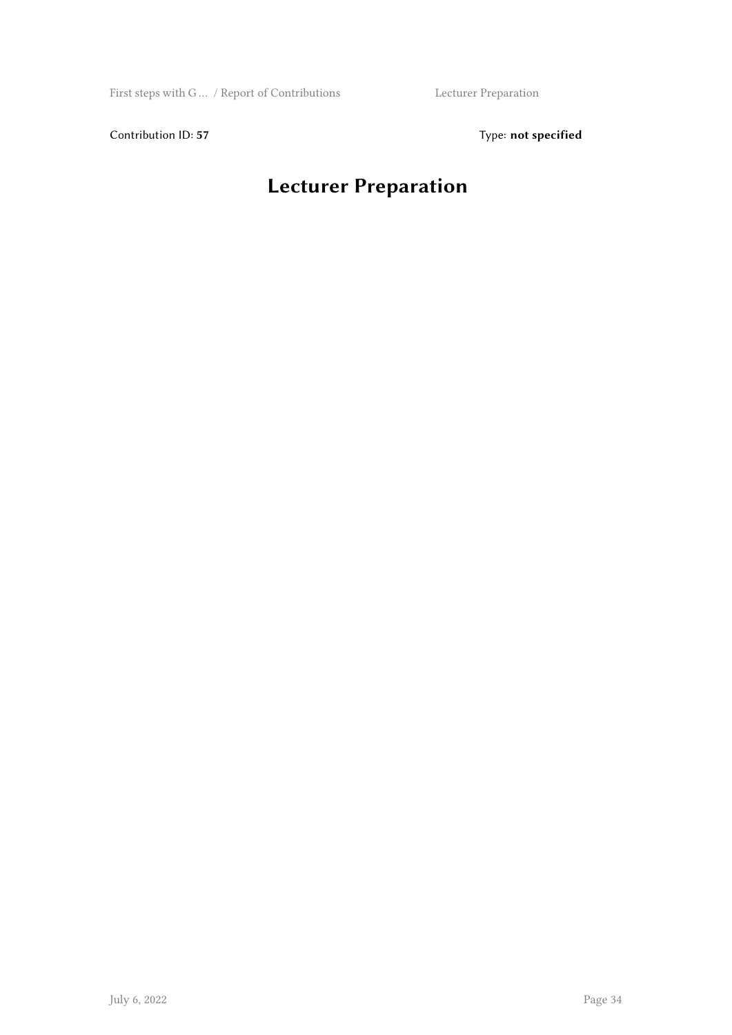Contribution ID: **57**

Type: **not specified**

# Lecturer Preparation